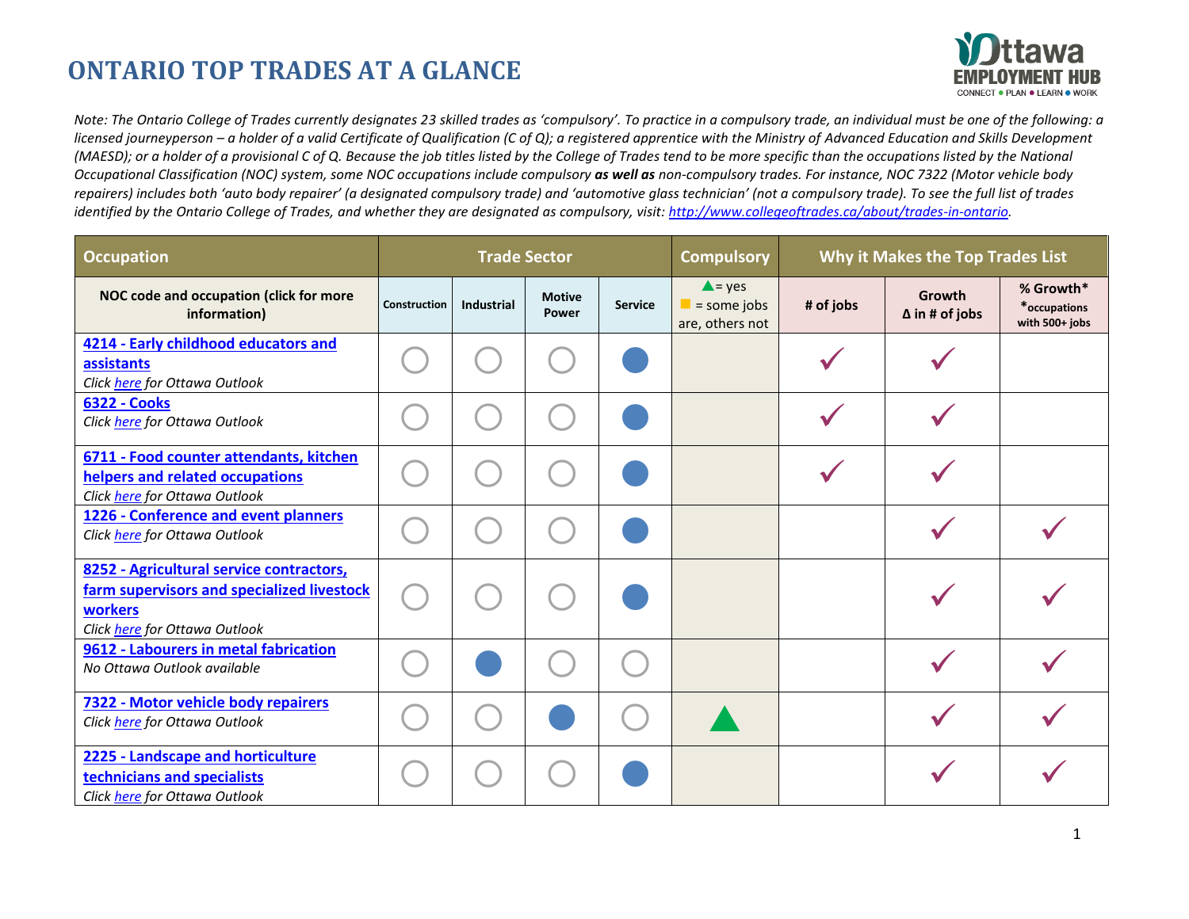# ONTARIO TOP TRADES AT A GLANCE

*Note: The Ontario College of Trades currently designates 23 skilled trades as 'compulsory'. To practice in a compulsory trade, an individual must be one of the following: a licensed journeyperson – a holder of a valid Certificate of Qualification (C of Q); a registered apprentice with the Ministry of Advanced Education and Skills Development (MAESD); or a holder of a provisional C of Q. Because the job titles listed by the College of Trades tend to be more specific than the occupations listed by the National Occupational Classification (NOC) system, some NOC occupations include compulsory **as well as** non-compulsory trades. For instance, NOC 7322 (Motor vehicle body repairers) includes both 'auto body repairer' (a designated compulsory trade) and 'automotive glass technician' (not a compulsory trade). To see the full list of trades identified by the Ontario College of Trades, and whether they are designated as compulsory, visit: http://www.collegeoftrades.ca/about/trades-in-ontario.*

| Occupation | Trade Sector | | | | Compulsory | Why it Makes the Top Trades List | | |
|---|---|---|---|---|---|---|---|---|
| NOC code and occupation (click for more information) | Construction | Industrial | Motive Power | Service | ▲ = yes ■ = some jobs are, others not | # of jobs | Growth Δ in # of jobs | % Growth* *occupations with 500+ jobs |
| **4214 - Early childhood educators and assistants** *Click here for Ottawa Outlook* | ○ | ○ | ○ | ● | | ✓ | ✓ | |
| **6322 - Cooks** *Click here for Ottawa Outlook* | ○ | ○ | ○ | ● | | ✓ | ✓ | |
| **6711 - Food counter attendants, kitchen helpers and related occupations** *Click here for Ottawa Outlook* | ○ | ○ | ○ | ● | | ✓ | ✓ | |
| **1226 - Conference and event planners** *Click here for Ottawa Outlook* | ○ | ○ | ○ | ● | | | ✓ | ✓ |
| **8252 - Agricultural service contractors, farm supervisors and specialized livestock workers** *Click here for Ottawa Outlook* | ○ | ○ | ○ | ● | | | ✓ | ✓ |
| **9612 - Labourers in metal fabrication** *No Ottawa Outlook available* | ○ | ● | ○ | ○ | | | ✓ | ✓ |
| **7322 - Motor vehicle body repairers** *Click here for Ottawa Outlook* | ○ | ○ | ● | ○ | ▲ | | ✓ | ✓ |
| **2225 - Landscape and horticulture technicians and specialists** *Click here for Ottawa Outlook* | ○ | ○ | ○ | ● | | | ✓ | ✓ |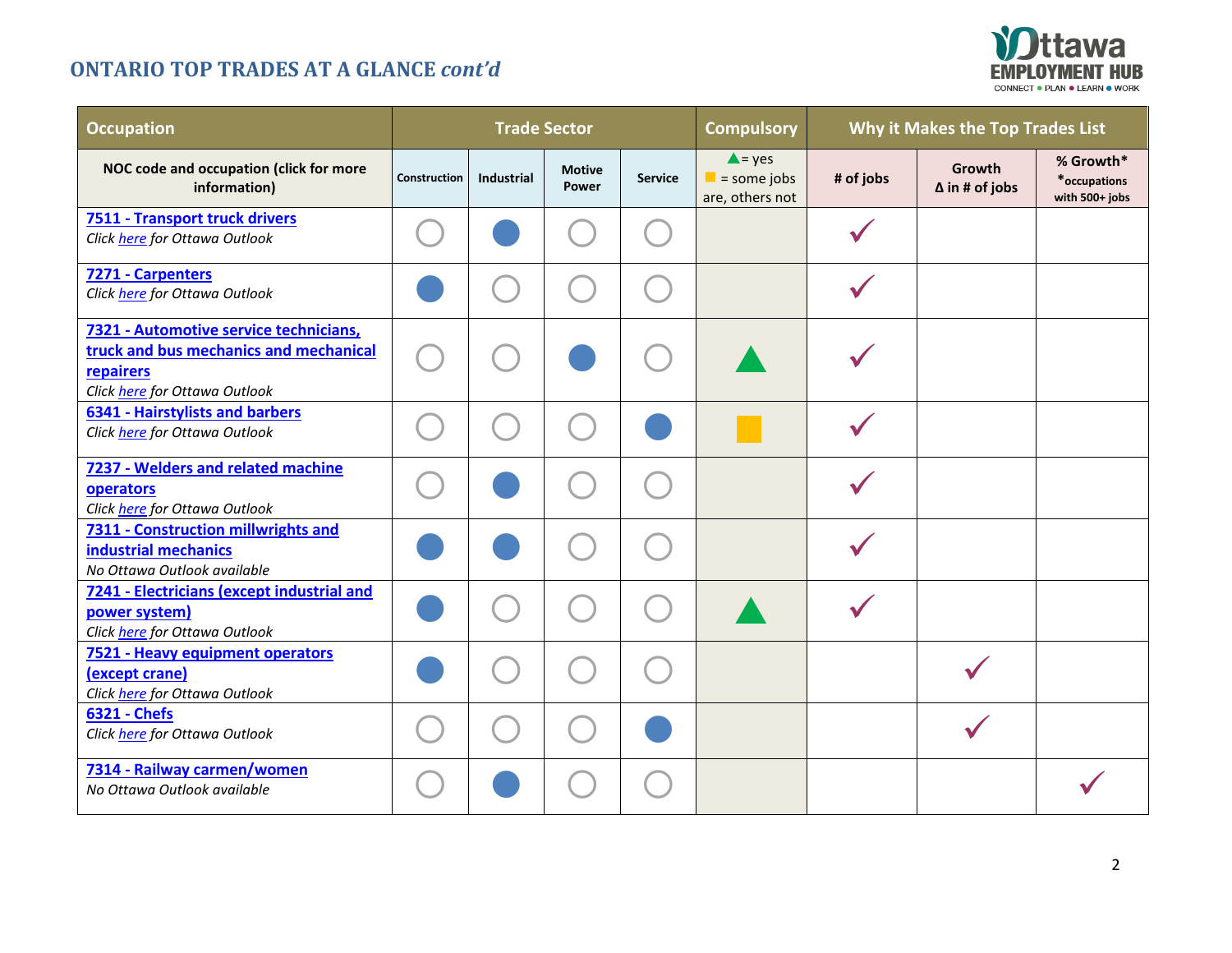# ONTARIO TOP TRADES AT A GLANCE *cont'd*

| Occupation | Trade Sector | | | | Compulsory | Why it Makes the Top Trades List | | |
|---|---|---|---|---|---|---|---|---|
| NOC code and occupation (click for more information) | Construction | Industrial | Motive Power | Service | ▲ = yes ■ = some jobs are, others not | # of jobs | Growth Δ in # of jobs | % Growth* *occupations with 500+ jobs |
| **7511 - Transport truck drivers** *Click here for Ottawa Outlook* | ○ | ● | ○ | ○ | | ✓ | | |
| **7271 - Carpenters** *Click here for Ottawa Outlook* | ● | ○ | ○ | ○ | | ✓ | | |
| **7321 - Automotive service technicians, truck and bus mechanics and mechanical repairers** *Click here for Ottawa Outlook* | ○ | ○ | ● | ○ | ▲ | ✓ | | |
| **6341 - Hairstylists and barbers** *Click here for Ottawa Outlook* | ○ | ○ | ○ | ● | ■ | ✓ | | |
| **7237 - Welders and related machine operators** *Click here for Ottawa Outlook* | ○ | ● | ○ | ○ | | ✓ | | |
| **7311 - Construction millwrights and industrial mechanics** *No Ottawa Outlook available* | ● | ● | ○ | ○ | | ✓ | | |
| **7241 - Electricians (except industrial and power system)** *Click here for Ottawa Outlook* | ● | ○ | ○ | ○ | ▲ | ✓ | | |
| **7521 - Heavy equipment operators (except crane)** *Click here for Ottawa Outlook* | ● | ○ | ○ | ○ | | | ✓ | |
| **6321 - Chefs** *Click here for Ottawa Outlook* | ○ | ○ | ○ | ● | | | ✓ | |
| **7314 - Railway carmen/women** *No Ottawa Outlook available* | ○ | ● | ○ | ○ | | | | ✓ |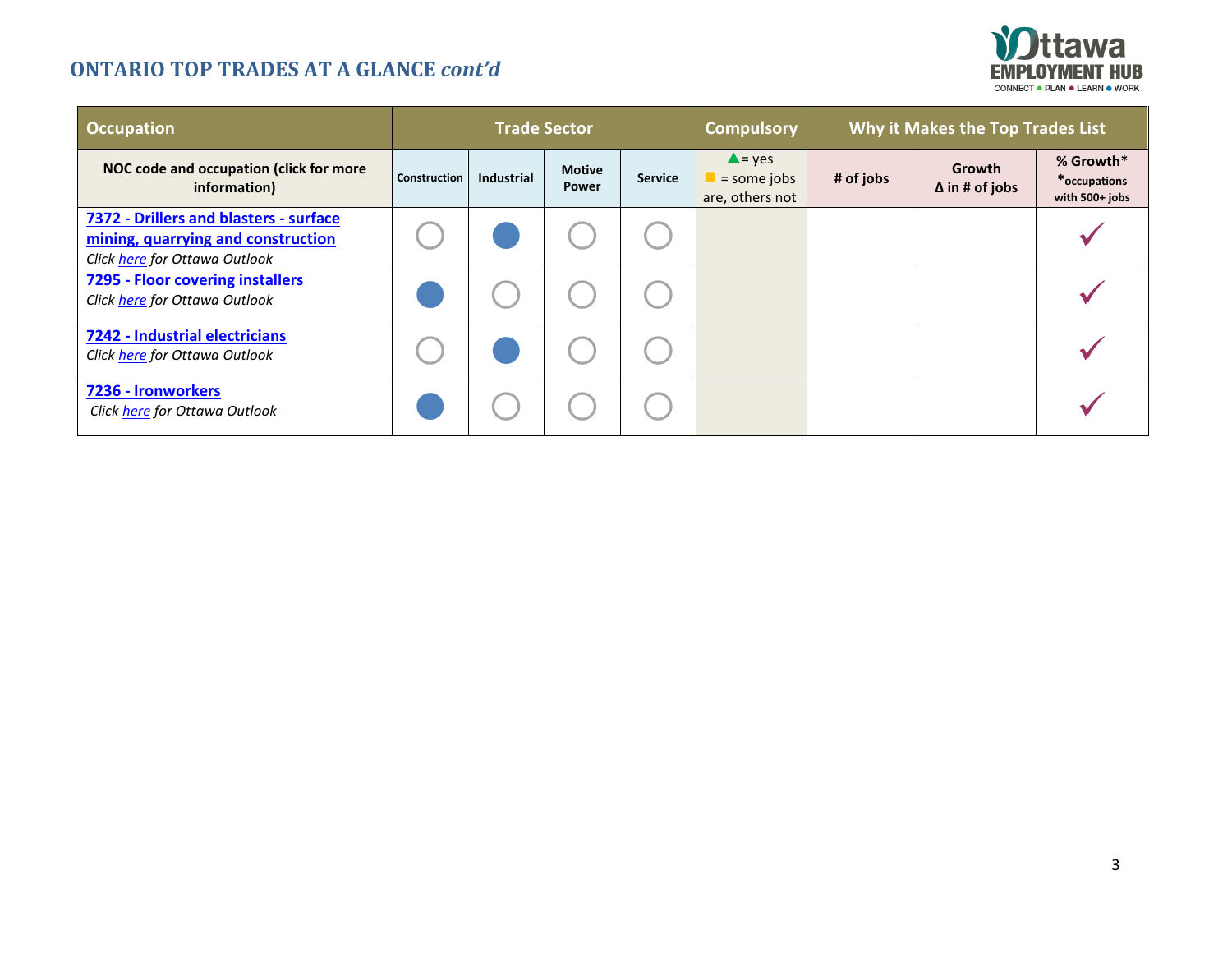## ONTARIO TOP TRADES AT A GLANCE *cont'd*

| Occupation | Trade Sector | | | | Compulsory | Why it Makes the Top Trades List | | |
|---|---|---|---|---|---|---|---|---|
| **NOC code and occupation (click for more information)** | **Construction** | **Industrial** | **Motive Power** | **Service** | ▲= yes ■ = some jobs are, others not | **# of jobs** | **Growth Δ in # of jobs** | **% Growth*** ***occupations with 500+ jobs** |
| **7372 - Drillers and blasters - surface mining, quarrying and construction** *Click here for Ottawa Outlook* | ○ | ● | ○ | ○ | | | | ✓ |
| **7295 - Floor covering installers** *Click here for Ottawa Outlook* | ● | ○ | ○ | ○ | | | | ✓ |
| **7242 - Industrial electricians** *Click here for Ottawa Outlook* | ○ | ● | ○ | ○ | | | | ✓ |
| **7236 - Ironworkers** *Click here for Ottawa Outlook* | ● | ○ | ○ | ○ | | | | ✓ |